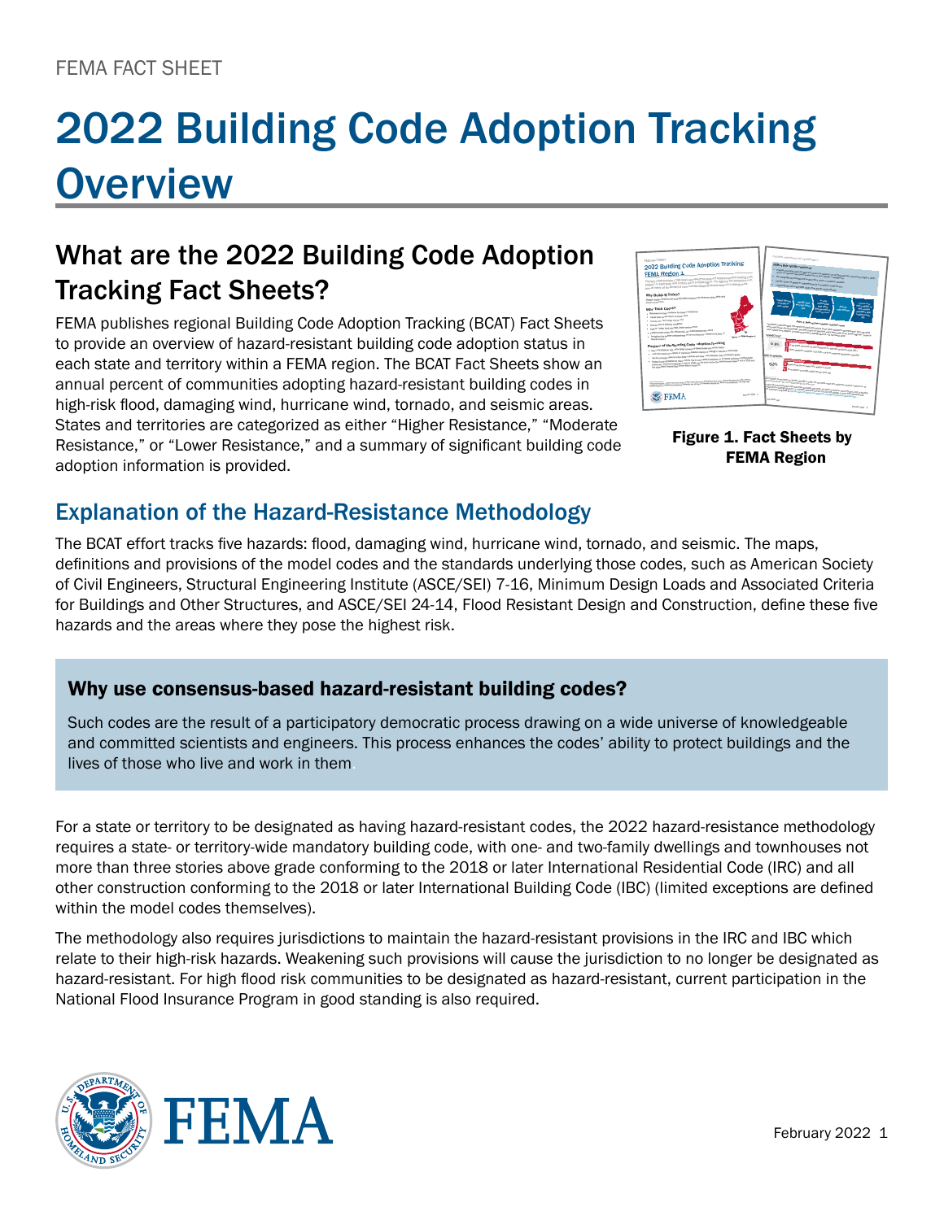FEMA FACT SHEET

# 2022 Building Code Adoption Tracking Overview

## What are the 2022 Building Code Adoption Tracking Fact Sheets?

FEMA publishes regional Building Code Adoption Tracking (BCAT) Fact Sheets to provide an overview of hazard-resistant building code adoption status in each state and territory within a FEMA region. The BCAT Fact Sheets show an annual percent of communities adopting hazard-resistant building codes in high-risk flood, damaging wind, hurricane wind, tornado, and seismic areas. States and territories are categorized as either "Higher Resistance," "Moderate Resistance," or "Lower Resistance," and a summary of significant building code adoption information is provided.

**Figure 1. Fact Sheets by FEMA Region**

## Explanation of the Hazard-Resistance Methodology

The BCAT effort tracks five hazards: flood, damaging wind, hurricane wind, tornado, and seismic. The maps, definitions and provisions of the model codes and the standards underlying those codes, such as American Society of Civil Engineers, Structural Engineering Institute (ASCE/SEI) 7-16, Minimum Design Loads and Associated Criteria for Buildings and Other Structures, and ASCE/SEI 24-14, Flood Resistant Design and Construction, define these five hazards and the areas where they pose the highest risk.

### Why use consensus-based hazard-resistant building codes?

Such codes are the result of a participatory democratic process drawing on a wide universe of knowledgeable and committed scientists and engineers. This process enhances the codes' ability to protect buildings and the lives of those who live and work in them.

For a state or territory to be designated as having hazard-resistant codes, the 2022 hazard-resistance methodology requires a state- or territory-wide mandatory building code, with one- and two-family dwellings and townhouses not more than three stories above grade conforming to the 2018 or later International Residential Code (IRC) and all other construction conforming to the 2018 or later International Building Code (IBC) (limited exceptions are defined within the model codes themselves).

The methodology also requires jurisdictions to maintain the hazard-resistant provisions in the IRC and IBC which relate to their high-risk hazards. Weakening such provisions will cause the jurisdiction to no longer be designated as hazard-resistant. For high flood risk communities to be designated as hazard-resistant, current participation in the National Flood Insurance Program in good standing is also required.

February 2022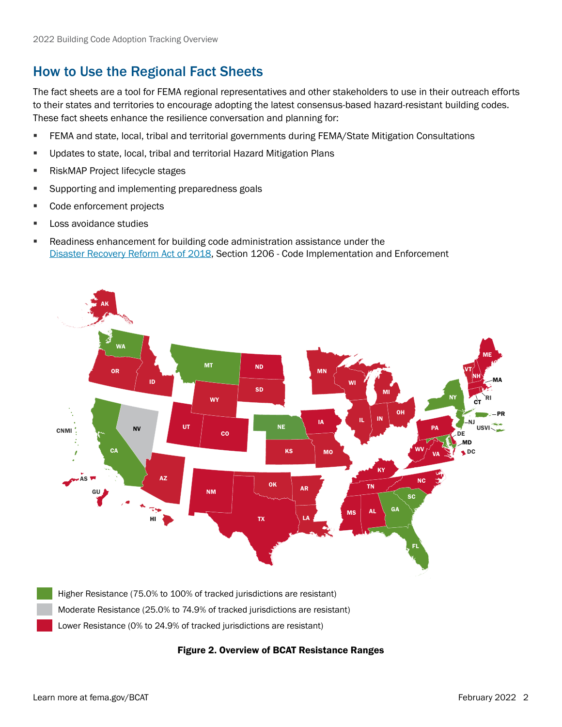## How to Use the Regional Fact Sheets

The fact sheets are a tool for FEMA regional representatives and other stakeholders to use in their outreach efforts to their states and territories to encourage adopting the latest consensus-based hazard-resistant building codes. These fact sheets enhance the resilience conversation and planning for:

- FEMA and state, local, tribal and territorial governments during FEMA/State Mitigation Consultations
- Updates to state, local, tribal and territorial Hazard Mitigation Plans
- RiskMAP Project lifecycle stages
- Supporting and implementing preparedness goals
- Code enforcement projects
- Loss avoidance studies
- Readiness enhancement for building code administration assistance under the [Disaster Recovery Reform Act of 2018](), Section 1206 - Code Implementation and Enforcement

AK
WA
OR
ID
MT
WY
ND
SD
MN
WI
MI
ME
VT
NH
MA
NY
CT
RI
PR
NJ
USVI
DE
MD
DC
PA
OH
IN
IL
IA
NE
NV
CNMI
CA
UT
CO
KS
MO
WV
VA
KY
AZ
AS
GU
HI
NM
OK
AR
TN
NC
SC
MS
AL
GA
TX
LA
FL

Higher Resistance (75.0% to 100% of tracked jurisdictions are resistant)
Moderate Resistance (25.0% to 74.9% of tracked jurisdictions are resistant)
Lower Resistance (0% to 24.9% of tracked jurisdictions are resistant)

**Figure 2. Overview of BCAT Resistance Ranges**